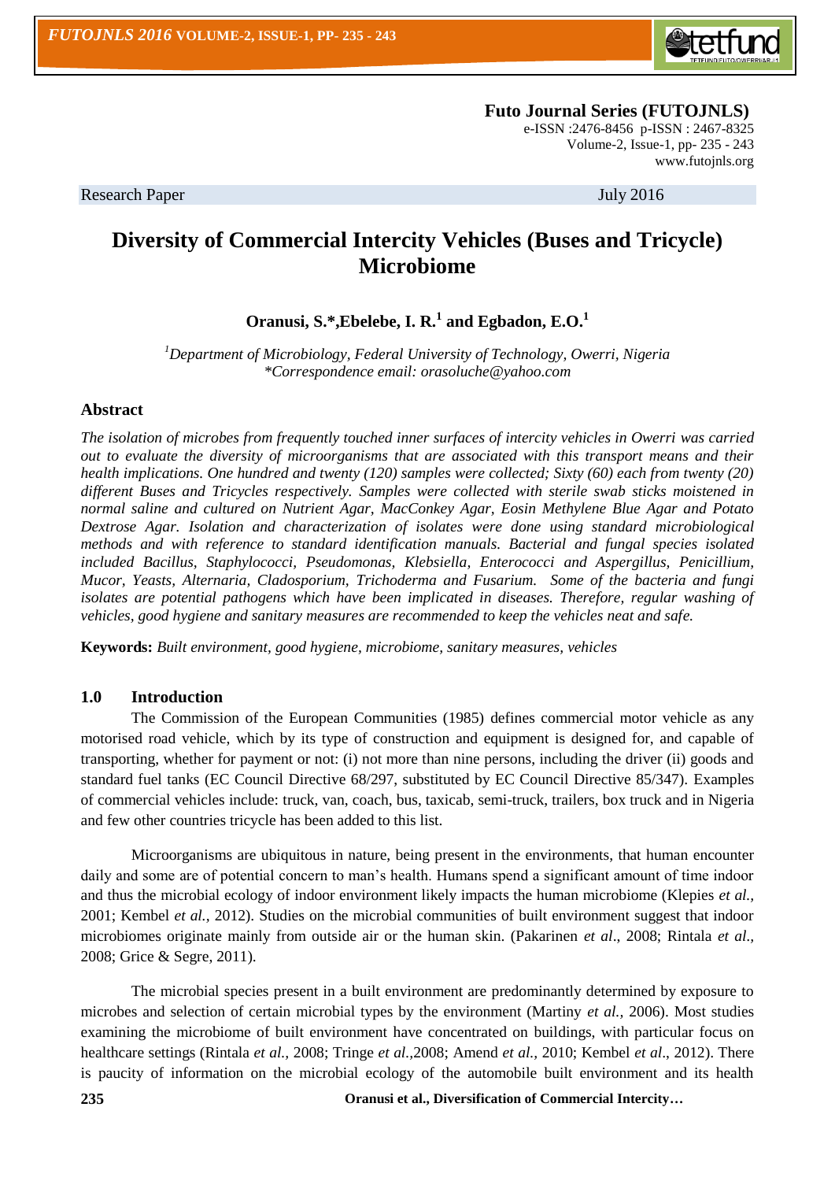**Futo Journal Series (FUTOJNLS)**
e-ISSN :2476-8456 p-ISSN : 2467-8325
Volume-2, Issue-1, pp- 235 - 243
www.futojnls.org

Research Paper July 2016

# Diversity of Commercial Intercity Vehicles (Buses and Tricycle) Microbiome

**Oranusi, S.\*, Ebelebe, I. R.[1] and Egbadon, E.O.[1]**

*[1]Department of Microbiology, Federal University of Technology, Owerri, Nigeria*
*\*Correspondence email: orasoluche@yahoo.com*

## Abstract

*The isolation of microbes from frequently touched inner surfaces of intercity vehicles in Owerri was carried out to evaluate the diversity of microorganisms that are associated with this transport means and their health implications. One hundred and twenty (120) samples were collected; Sixty (60) each from twenty (20) different Buses and Tricycles respectively. Samples were collected with sterile swab sticks moistened in normal saline and cultured on Nutrient Agar, MacConkey Agar, Eosin Methylene Blue Agar and Potato Dextrose Agar. Isolation and characterization of isolates were done using standard microbiological methods and with reference to standard identification manuals. Bacterial and fungal species isolated included Bacillus, Staphylococci, Pseudomonas, Klebsiella, Enterococci and Aspergillus, Penicillium, Mucor, Yeasts, Alternaria, Cladosporium, Trichoderma and Fusarium. Some of the bacteria and fungi isolates are potential pathogens which have been implicated in diseases. Therefore, regular washing of vehicles, good hygiene and sanitary measures are recommended to keep the vehicles neat and safe.*

**Keywords:** *Built environment, good hygiene, microbiome, sanitary measures, vehicles*

## 1.0 Introduction

The Commission of the European Communities (1985) defines commercial motor vehicle as any motorised road vehicle, which by its type of construction and equipment is designed for, and capable of transporting, whether for payment or not: (i) not more than nine persons, including the driver (ii) goods and standard fuel tanks (EC Council Directive 68/297, substituted by EC Council Directive 85/347). Examples of commercial vehicles include: truck, van, coach, bus, taxicab, semi-truck, trailers, box truck and in Nigeria and few other countries tricycle has been added to this list.

Microorganisms are ubiquitous in nature, being present in the environments, that human encounter daily and some are of potential concern to man's health. Humans spend a significant amount of time indoor and thus the microbial ecology of indoor environment likely impacts the human microbiome (Klepies *et al.,* 2001; Kembel *et al.,* 2012). Studies on the microbial communities of built environment suggest that indoor microbiomes originate mainly from outside air or the human skin. (Pakarinen *et al*., 2008; Rintala *et al.,* 2008; Grice & Segre, 2011).

The microbial species present in a built environment are predominantly determined by exposure to microbes and selection of certain microbial types by the environment (Martiny *et al.,* 2006). Most studies examining the microbiome of built environment have concentrated on buildings, with particular focus on healthcare settings (Rintala *et al.,* 2008; Tringe *et al.,*2008; Amend *et al.,* 2010; Kembel *et al*., 2012). There is paucity of information on the microbial ecology of the automobile built environment and its health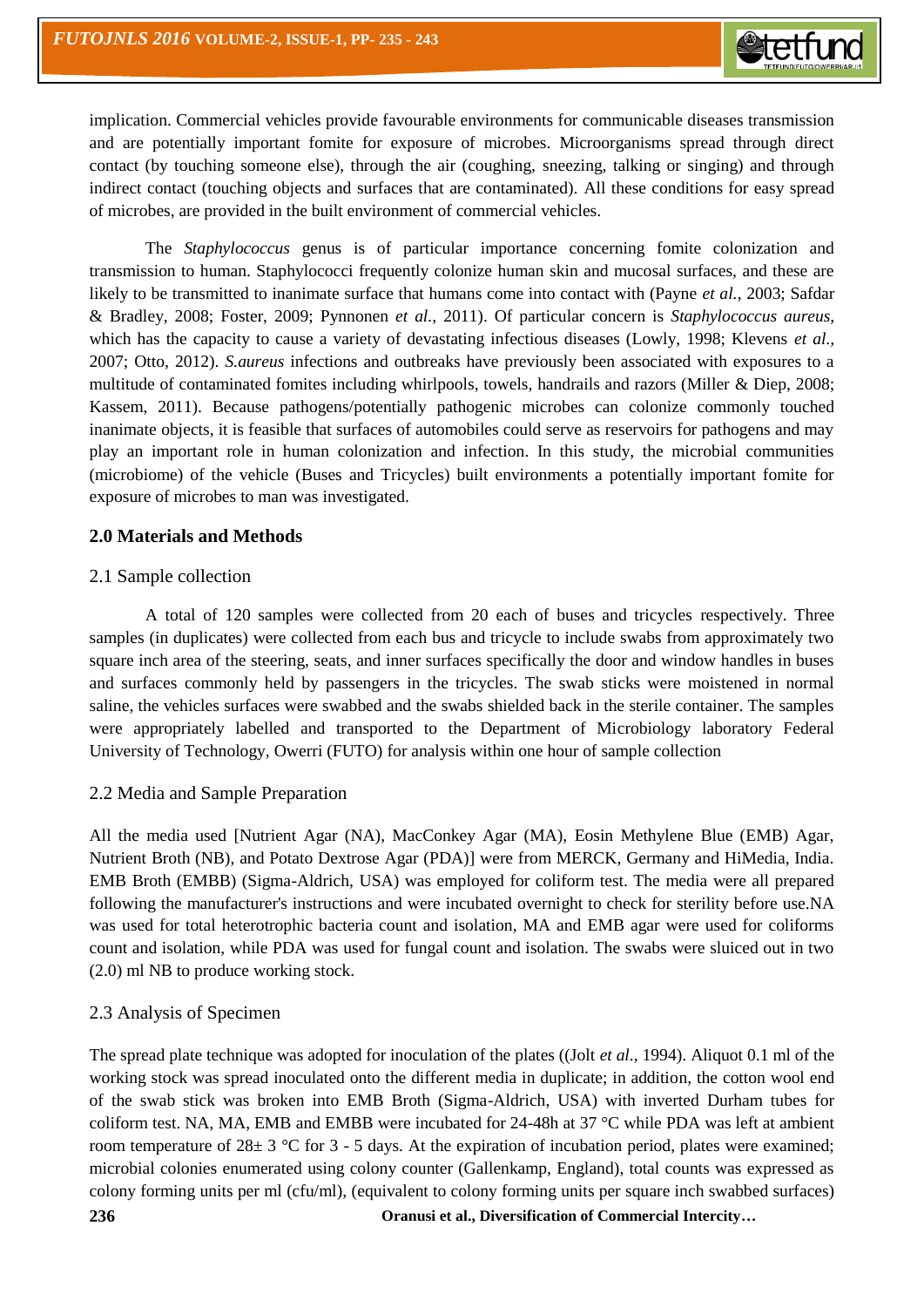implication. Commercial vehicles provide favourable environments for communicable diseases transmission and are potentially important fomite for exposure of microbes. Microorganisms spread through direct contact (by touching someone else), through the air (coughing, sneezing, talking or singing) and through indirect contact (touching objects and surfaces that are contaminated). All these conditions for easy spread of microbes, are provided in the built environment of commercial vehicles.

The *Staphylococcus* genus is of particular importance concerning fomite colonization and transmission to human. Staphylococci frequently colonize human skin and mucosal surfaces, and these are likely to be transmitted to inanimate surface that humans come into contact with (Payne *et al.,* 2003; Safdar & Bradley, 2008; Foster, 2009; Pynnonen *et al.,* 2011). Of particular concern is *Staphylococcus aureus*, which has the capacity to cause a variety of devastating infectious diseases (Lowly, 1998; Klevens *et al*., 2007; Otto, 2012). *S.aureus* infections and outbreaks have previously been associated with exposures to a multitude of contaminated fomites including whirlpools, towels, handrails and razors (Miller & Diep, 2008; Kassem, 2011). Because pathogens/potentially pathogenic microbes can colonize commonly touched inanimate objects, it is feasible that surfaces of automobiles could serve as reservoirs for pathogens and may play an important role in human colonization and infection. In this study, the microbial communities (microbiome) of the vehicle (Buses and Tricycles) built environments a potentially important fomite for exposure of microbes to man was investigated.

## 2.0 Materials and Methods

### 2.1 Sample collection

A total of 120 samples were collected from 20 each of buses and tricycles respectively. Three samples (in duplicates) were collected from each bus and tricycle to include swabs from approximately two square inch area of the steering, seats, and inner surfaces specifically the door and window handles in buses and surfaces commonly held by passengers in the tricycles. The swab sticks were moistened in normal saline, the vehicles surfaces were swabbed and the swabs shielded back in the sterile container. The samples were appropriately labelled and transported to the Department of Microbiology laboratory Federal University of Technology, Owerri (FUTO) for analysis within one hour of sample collection

### 2.2 Media and Sample Preparation

All the media used [Nutrient Agar (NA), MacConkey Agar (MA), Eosin Methylene Blue (EMB) Agar, Nutrient Broth (NB), and Potato Dextrose Agar (PDA)] were from MERCK, Germany and HiMedia, India. EMB Broth (EMBB) (Sigma-Aldrich, USA) was employed for coliform test. The media were all prepared following the manufacturer's instructions and were incubated overnight to check for sterility before use.NA was used for total heterotrophic bacteria count and isolation, MA and EMB agar were used for coliforms count and isolation, while PDA was used for fungal count and isolation. The swabs were sluiced out in two (2.0) ml NB to produce working stock.

### 2.3 Analysis of Specimen

The spread plate technique was adopted for inoculation of the plates ((Jolt *et al*., 1994). Aliquot 0.1 ml of the working stock was spread inoculated onto the different media in duplicate; in addition, the cotton wool end of the swab stick was broken into EMB Broth (Sigma-Aldrich, USA) with inverted Durham tubes for coliform test. NA, MA, EMB and EMBB were incubated for 24-48h at 37 °C while PDA was left at ambient room temperature of 28± 3 °C for 3 - 5 days. At the expiration of incubation period, plates were examined; microbial colonies enumerated using colony counter (Gallenkamp, England), total counts was expressed as colony forming units per ml (cfu/ml), (equivalent to colony forming units per square inch swabbed surfaces)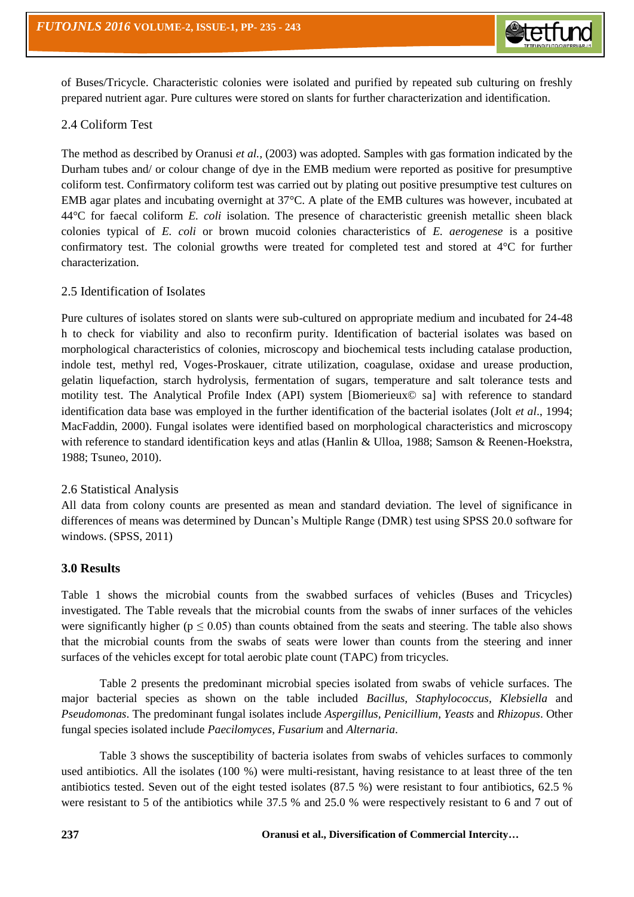of Buses/Tricycle. Characteristic colonies were isolated and purified by repeated sub culturing on freshly prepared nutrient agar. Pure cultures were stored on slants for further characterization and identification.

## 2.4 Coliform Test

The method as described by Oranusi *et al.*, (2003) was adopted. Samples with gas formation indicated by the Durham tubes and/ or colour change of dye in the EMB medium were reported as positive for presumptive coliform test. Confirmatory coliform test was carried out by plating out positive presumptive test cultures on EMB agar plates and incubating overnight at 37°C. A plate of the EMB cultures was however, incubated at 44°C for faecal coliform *E. coli* isolation. The presence of characteristic greenish metallic sheen black colonies typical of *E. coli* or brown mucoid colonies characteristics of *E. aerogenese* is a positive confirmatory test. The colonial growths were treated for completed test and stored at 4°C for further characterization.

## 2.5 Identification of Isolates

Pure cultures of isolates stored on slants were sub-cultured on appropriate medium and incubated for 24-48 h to check for viability and also to reconfirm purity. Identification of bacterial isolates was based on morphological characteristics of colonies, microscopy and biochemical tests including catalase production, indole test, methyl red, Voges-Proskauer, citrate utilization, coagulase, oxidase and urease production, gelatin liquefaction, starch hydrolysis, fermentation of sugars, temperature and salt tolerance tests and motility test. The Analytical Profile Index (API) system [Biomerieux© sa] with reference to standard identification data base was employed in the further identification of the bacterial isolates (Jolt *et al*., 1994; MacFaddin, 2000). Fungal isolates were identified based on morphological characteristics and microscopy with reference to standard identification keys and atlas (Hanlin & Ulloa, 1988; Samson & Reenen-Hoekstra, 1988; Tsuneo, 2010).

## 2.6 Statistical Analysis

All data from colony counts are presented as mean and standard deviation. The level of significance in differences of means was determined by Duncan's Multiple Range (DMR) test using SPSS 20.0 software for windows. (SPSS, 2011)

# 3.0 Results

Table 1 shows the microbial counts from the swabbed surfaces of vehicles (Buses and Tricycles) investigated. The Table reveals that the microbial counts from the swabs of inner surfaces of the vehicles were significantly higher ($p \leq 0.05$) than counts obtained from the seats and steering. The table also shows that the microbial counts from the swabs of seats were lower than counts from the steering and inner surfaces of the vehicles except for total aerobic plate count (TAPC) from tricycles.

Table 2 presents the predominant microbial species isolated from swabs of vehicle surfaces. The major bacterial species as shown on the table included *Bacillus, Staphylococcus, Klebsiella* and *Pseudomonas*. The predominant fungal isolates include *Aspergillus, Penicillium, Yeasts* and *Rhizopus*. Other fungal species isolated include *Paecilomyces*, *Fusarium* and *Alternaria*.

Table 3 shows the susceptibility of bacteria isolates from swabs of vehicles surfaces to commonly used antibiotics. All the isolates (100 %) were multi-resistant, having resistance to at least three of the ten antibiotics tested. Seven out of the eight tested isolates (87.5 %) were resistant to four antibiotics, 62.5 % were resistant to 5 of the antibiotics while 37.5 % and 25.0 % were respectively resistant to 6 and 7 out of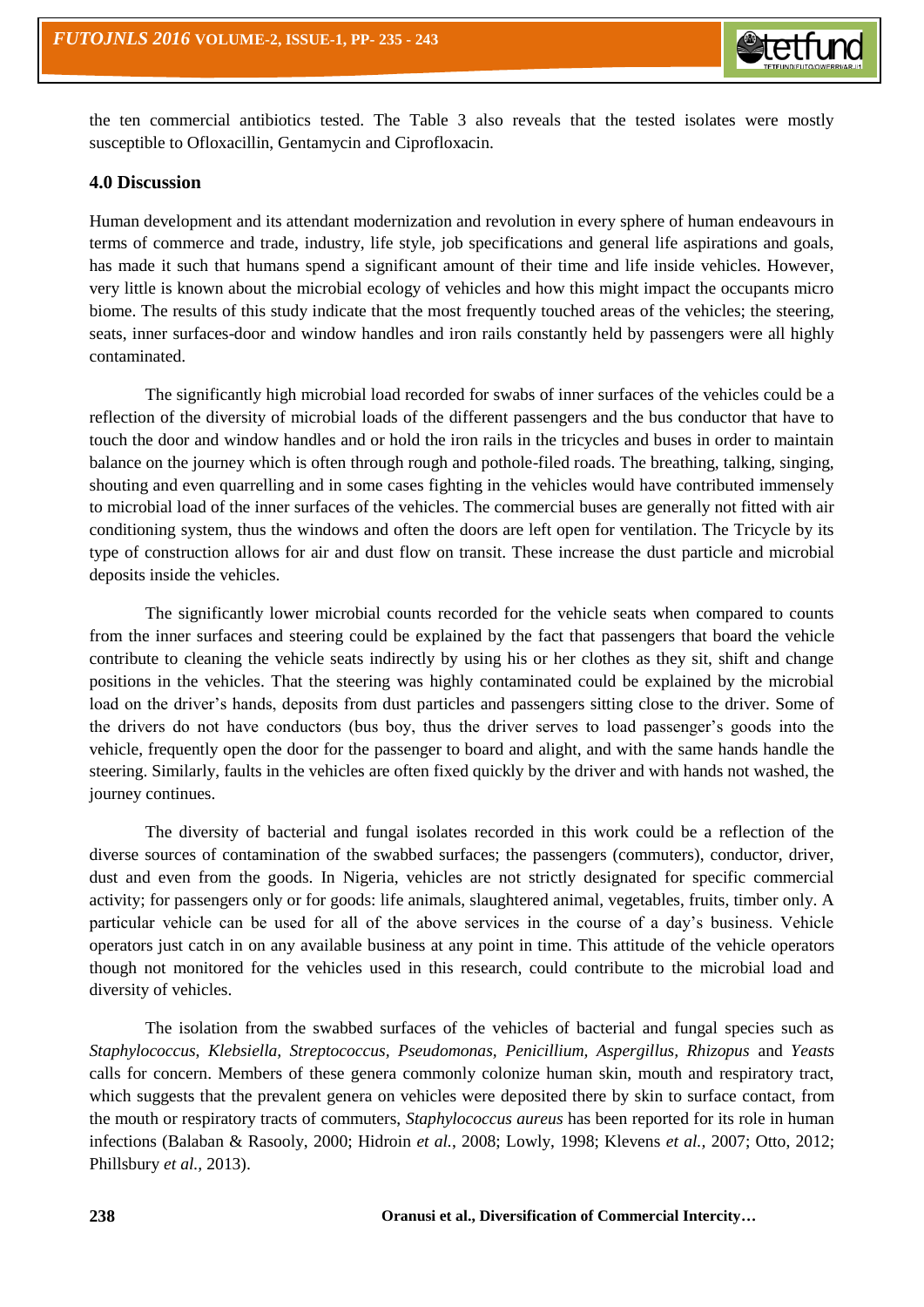the ten commercial antibiotics tested. The Table 3 also reveals that the tested isolates were mostly susceptible to Ofloxacillin, Gentamycin and Ciprofloxacin.

## 4.0 Discussion

Human development and its attendant modernization and revolution in every sphere of human endeavours in terms of commerce and trade, industry, life style, job specifications and general life aspirations and goals, has made it such that humans spend a significant amount of their time and life inside vehicles. However, very little is known about the microbial ecology of vehicles and how this might impact the occupants micro biome. The results of this study indicate that the most frequently touched areas of the vehicles; the steering, seats, inner surfaces-door and window handles and iron rails constantly held by passengers were all highly contaminated.

The significantly high microbial load recorded for swabs of inner surfaces of the vehicles could be a reflection of the diversity of microbial loads of the different passengers and the bus conductor that have to touch the door and window handles and or hold the iron rails in the tricycles and buses in order to maintain balance on the journey which is often through rough and pothole-filed roads. The breathing, talking, singing, shouting and even quarrelling and in some cases fighting in the vehicles would have contributed immensely to microbial load of the inner surfaces of the vehicles. The commercial buses are generally not fitted with air conditioning system, thus the windows and often the doors are left open for ventilation. The Tricycle by its type of construction allows for air and dust flow on transit. These increase the dust particle and microbial deposits inside the vehicles.

The significantly lower microbial counts recorded for the vehicle seats when compared to counts from the inner surfaces and steering could be explained by the fact that passengers that board the vehicle contribute to cleaning the vehicle seats indirectly by using his or her clothes as they sit, shift and change positions in the vehicles. That the steering was highly contaminated could be explained by the microbial load on the driver's hands, deposits from dust particles and passengers sitting close to the driver. Some of the drivers do not have conductors (bus boy, thus the driver serves to load passenger's goods into the vehicle, frequently open the door for the passenger to board and alight, and with the same hands handle the steering. Similarly, faults in the vehicles are often fixed quickly by the driver and with hands not washed, the journey continues.

The diversity of bacterial and fungal isolates recorded in this work could be a reflection of the diverse sources of contamination of the swabbed surfaces; the passengers (commuters), conductor, driver, dust and even from the goods. In Nigeria, vehicles are not strictly designated for specific commercial activity; for passengers only or for goods: life animals, slaughtered animal, vegetables, fruits, timber only. A particular vehicle can be used for all of the above services in the course of a day's business. Vehicle operators just catch in on any available business at any point in time. This attitude of the vehicle operators though not monitored for the vehicles used in this research, could contribute to the microbial load and diversity of vehicles.

The isolation from the swabbed surfaces of the vehicles of bacterial and fungal species such as *Staphylococcus, Klebsiella, Streptococcus, Pseudomonas, Penicillium, Aspergillus, Rhizopus* and *Yeasts* calls for concern. Members of these genera commonly colonize human skin, mouth and respiratory tract, which suggests that the prevalent genera on vehicles were deposited there by skin to surface contact, from the mouth or respiratory tracts of commuters, *Staphylococcus aureus* has been reported for its role in human infections (Balaban & Rasooly, 2000; Hidroin *et al.*, 2008; Lowly, 1998; Klevens *et al.,* 2007; Otto, 2012; Phillsbury *et al.,* 2013).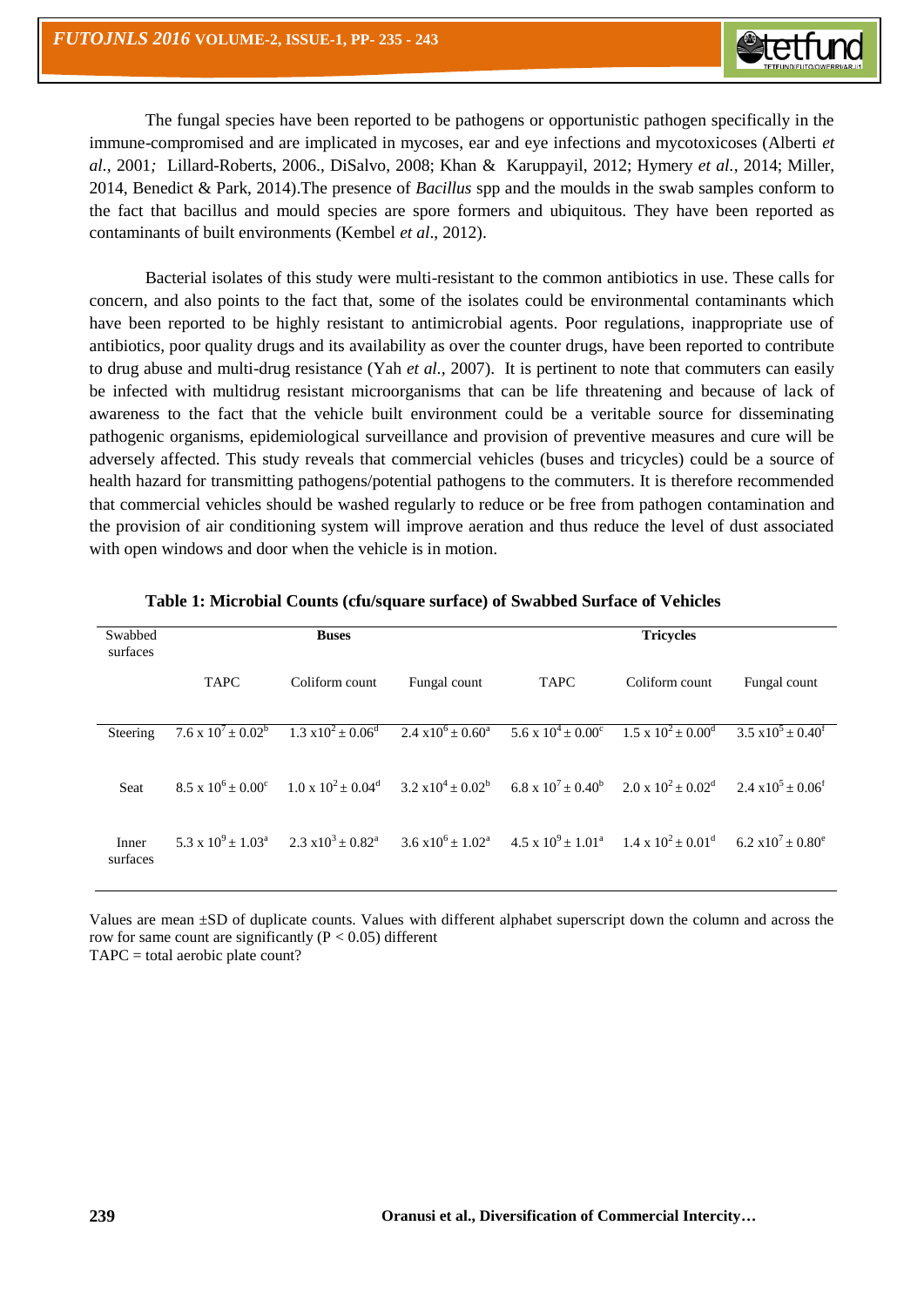The fungal species have been reported to be pathogens or opportunistic pathogen specifically in the immune-compromised and are implicated in mycoses, ear and eye infections and mycotoxicoses (Alberti *et al.,* 2001*;* Lillard-Roberts, 2006., DiSalvo, 2008; Khan & Karuppayil, 2012; Hymery *et al.*, 2014; Miller, 2014, Benedict & Park, 2014).The presence of *Bacillus* spp and the moulds in the swab samples conform to the fact that bacillus and mould species are spore formers and ubiquitous. They have been reported as contaminants of built environments (Kembel *et al*., 2012).

Bacterial isolates of this study were multi-resistant to the common antibiotics in use. These calls for concern, and also points to the fact that, some of the isolates could be environmental contaminants which have been reported to be highly resistant to antimicrobial agents. Poor regulations, inappropriate use of antibiotics, poor quality drugs and its availability as over the counter drugs, have been reported to contribute to drug abuse and multi-drug resistance (Yah *et al.,* 2007). It is pertinent to note that commuters can easily be infected with multidrug resistant microorganisms that can be life threatening and because of lack of awareness to the fact that the vehicle built environment could be a veritable source for disseminating pathogenic organisms, epidemiological surveillance and provision of preventive measures and cure will be adversely affected. This study reveals that commercial vehicles (buses and tricycles) could be a source of health hazard for transmitting pathogens/potential pathogens to the commuters. It is therefore recommended that commercial vehicles should be washed regularly to reduce or be free from pathogen contamination and the provision of air conditioning system will improve aeration and thus reduce the level of dust associated with open windows and door when the vehicle is in motion.

**Table 1: Microbial Counts (cfu/square surface) of Swabbed Surface of Vehicles**

| Swabbed surfaces | Buses | | | Tricycles | | |
|---|---|---|---|---|---|---|
| | TAPC | Coliform count | Fungal count | TAPC | Coliform count | Fungal count |
| Steering | $7.6 \times 10^7 \pm 0.02^b$ | $1.3 \times 10^2 \pm 0.06^d$ | $2.4 \times 10^6 \pm 0.60^a$ | $5.6 \times 10^4 \pm 0.00^c$ | $1.5 \times 10^2 \pm 0.00^d$ | $3.5 \times 10^5 \pm 0.40^f$ |
| Seat | $8.5 \times 10^6 \pm 0.00^c$ | $1.0 \times 10^2 \pm 0.04^d$ | $3.2 \times 10^4 \pm 0.02^b$ | $6.8 \times 10^7 \pm 0.40^b$ | $2.0 \times 10^2 \pm 0.02^d$ | $2.4 \times 10^5 \pm 0.06^f$ |
| Inner surfaces | $5.3 \times 10^9 \pm 1.03^a$ | $2.3 \times 10^3 \pm 0.82^a$ | $3.6 \times 10^6 \pm 1.02^a$ | $4.5 \times 10^9 \pm 1.01^a$ | $1.4 \times 10^2 \pm 0.01^d$ | $6.2 \times 10^7 \pm 0.80^e$ |

Values are mean ±SD of duplicate counts. Values with different alphabet superscript down the column and across the row for same count are significantly ($P < 0.05$) different

TAPC = total aerobic plate count?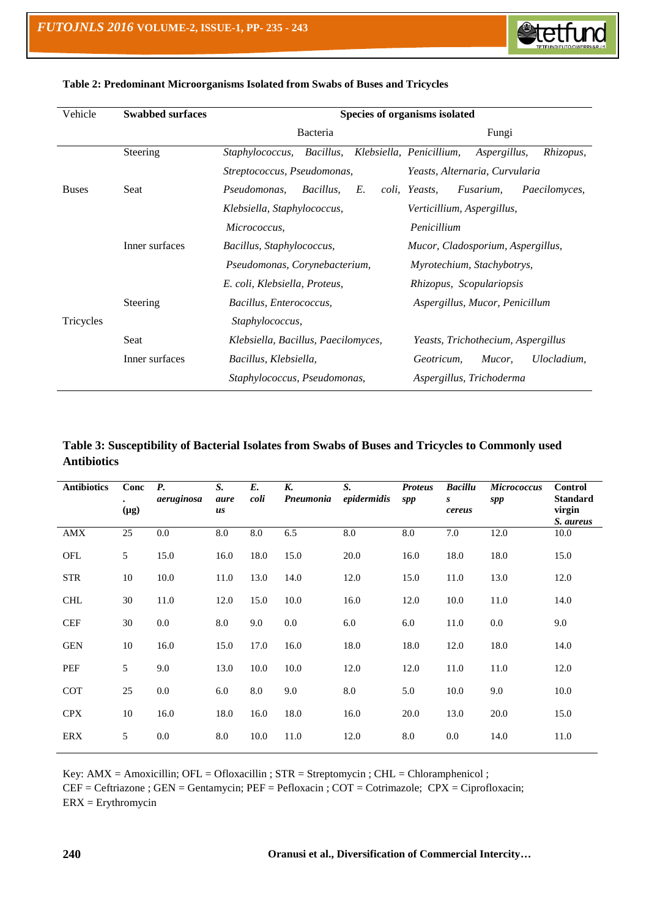**Table 2: Predominant Microorganisms Isolated from Swabs of Buses and Tricycles**

| Vehicle | **Swabbed surfaces** | **Species of organisms isolated** | |
|---|---|---|---|
| | | Bacteria | Fungi |
| Buses | Steering | *Staphylococcus, Bacillus, Klebsiella, Streptococcus, Pseudomonas,* | *Penicillium, Aspergillus, Rhizopus, Yeasts, Alternaria, Curvularia* |
| | Seat | *Pseudomonas, Bacillus, E. coli, Klebsiella, Staphylococcus, Micrococcus,* | *Yeasts, Fusarium, Paecilomyces, Verticillium, Aspergillus, Penicillium* |
| | Inner surfaces | *Bacillus, Staphylococcus, Pseudomonas, Corynebacterium, E. coli, Klebsiella, Proteus,* | *Mucor, Cladosporium, Aspergillus, Myrotechium, Stachybotrys, Rhizopus, Scopulariopsis* |
| Tricycles | Steering | *Bacillus, Enterococcus, Staphylococcus,* | *Aspergillus, Mucor, Penicillum* |
| | Seat | *Klebsiella, Bacillus, Paecilomyces,* | *Yeasts, Trichothecium, Aspergillus* |
| | Inner surfaces | *Bacillus, Klebsiella, Staphylococcus, Pseudomonas,* | *Geotricum, Mucor, Ulocladium, Aspergillus, Trichoderma* |

**Table 3: Susceptibility of Bacterial Isolates from Swabs of Buses and Tricycles to Commonly used Antibiotics**

| **Antibiotics** | **Conc. (μg)** | ***P. aeruginosa*** | ***S. aureus*** | ***E. coli*** | ***K. Pneumonia*** | ***S. epidermidis*** | ***Proteus spp*** | ***Bacillus cereus*** | ***Micrococcus spp*** | **Control Standard virgin *S. aureus*** |
|---|---|---|---|---|---|---|---|---|---|---|
| AMX | 25 | 0.0 | 8.0 | 8.0 | 6.5 | 8.0 | 8.0 | 7.0 | 12.0 | 10.0 |
| OFL | 5 | 15.0 | 16.0 | 18.0 | 15.0 | 20.0 | 16.0 | 18.0 | 18.0 | 15.0 |
| STR | 10 | 10.0 | 11.0 | 13.0 | 14.0 | 12.0 | 15.0 | 11.0 | 13.0 | 12.0 |
| CHL | 30 | 11.0 | 12.0 | 15.0 | 10.0 | 16.0 | 12.0 | 10.0 | 11.0 | 14.0 |
| CEF | 30 | 0.0 | 8.0 | 9.0 | 0.0 | 6.0 | 6.0 | 11.0 | 0.0 | 9.0 |
| GEN | 10 | 16.0 | 15.0 | 17.0 | 16.0 | 18.0 | 18.0 | 12.0 | 18.0 | 14.0 |
| PEF | 5 | 9.0 | 13.0 | 10.0 | 10.0 | 12.0 | 12.0 | 11.0 | 11.0 | 12.0 |
| COT | 25 | 0.0 | 6.0 | 8.0 | 9.0 | 8.0 | 5.0 | 10.0 | 9.0 | 10.0 |
| CPX | 10 | 16.0 | 18.0 | 16.0 | 18.0 | 16.0 | 20.0 | 13.0 | 20.0 | 15.0 |
| ERX | 5 | 0.0 | 8.0 | 10.0 | 11.0 | 12.0 | 8.0 | 0.0 | 14.0 | 11.0 |

Key: AMX = Amoxicillin; OFL = Ofloxacillin ; STR = Streptomycin ; CHL = Chloramphenicol ;
CEF = Ceftriazone ; GEN = Gentamycin; PEF = Pefloxacin ; COT = Cotrimazole; CPX = Ciprofloxacin;
ERX = Erythromycin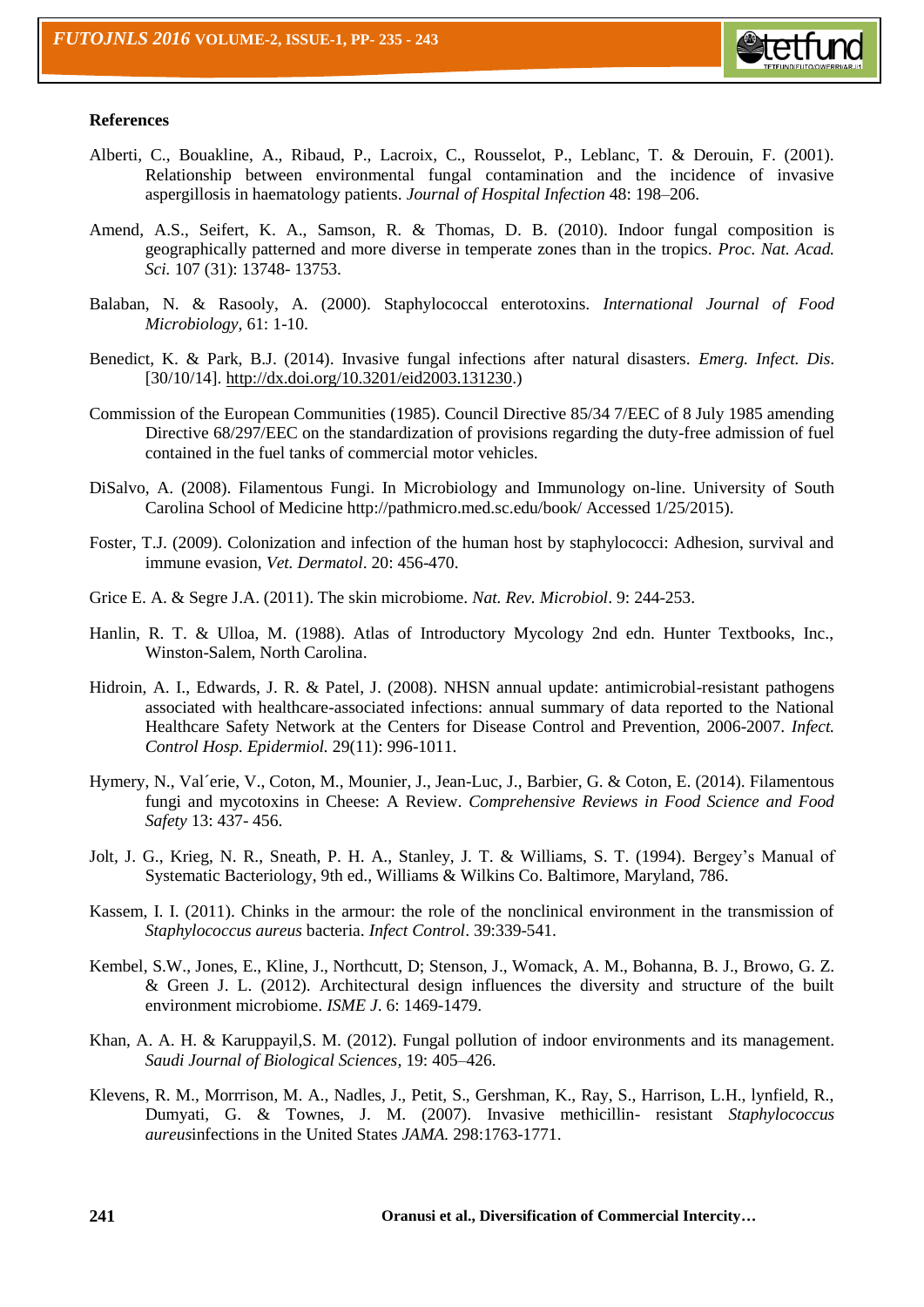**References**

Alberti, C., Bouakline, A., Ribaud, P., Lacroix, C., Rousselot, P., Leblanc, T. & Derouin, F. (2001). Relationship between environmental fungal contamination and the incidence of invasive aspergillosis in haematology patients. *Journal of Hospital Infection* 48: 198–206.

Amend, A.S., Seifert, K. A., Samson, R. & Thomas, D. B. (2010). Indoor fungal composition is geographically patterned and more diverse in temperate zones than in the tropics. *Proc. Nat. Acad. Sci.* 107 (31): 13748- 13753.

Balaban, N. & Rasooly, A. (2000). Staphylococcal enterotoxins. *International Journal of Food Microbiology*, 61: 1-10.

Benedict, K. & Park, B.J. (2014). Invasive fungal infections after natural disasters. *Emerg. Infect. Dis.* [30/10/14]. http://dx.doi.org/10.3201/eid2003.131230.)

Commission of the European Communities (1985). Council Directive 85/34 7/EEC of 8 July 1985 amending Directive 68/297/EEC on the standardization of provisions regarding the duty-free admission of fuel contained in the fuel tanks of commercial motor vehicles.

DiSalvo, A. (2008). Filamentous Fungi. In Microbiology and Immunology on-line. University of South Carolina School of Medicine http://pathmicro.med.sc.edu/book/ Accessed 1/25/2015).

Foster, T.J. (2009). Colonization and infection of the human host by staphylococci: Adhesion, survival and immune evasion, *Vet. Dermatol*. 20: 456-470.

Grice E. A. & Segre J.A. (2011). The skin microbiome. *Nat. Rev. Microbiol*. 9: 244-253.

Hanlin, R. T. & Ulloa, M. (1988). Atlas of Introductory Mycology 2nd edn. Hunter Textbooks, Inc., Winston-Salem, North Carolina.

Hidroin, A. I., Edwards, J. R. & Patel, J. (2008). NHSN annual update: antimicrobial-resistant pathogens associated with healthcare-associated infections: annual summary of data reported to the National Healthcare Safety Network at the Centers for Disease Control and Prevention, 2006-2007. *Infect. Control Hosp. Epidermiol.* 29(11): 996-1011.

Hymery, N., Val´erie, V., Coton, M., Mounier, J., Jean-Luc, J., Barbier, G. & Coton, E. (2014). Filamentous fungi and mycotoxins in Cheese: A Review. *Comprehensive Reviews in Food Science and Food Safety* 13: 437- 456.

Jolt, J. G., Krieg, N. R., Sneath, P. H. A., Stanley, J. T. & Williams, S. T. (1994). Bergey's Manual of Systematic Bacteriology, 9th ed., Williams & Wilkins Co. Baltimore, Maryland, 786.

Kassem, I. I. (2011). Chinks in the armour: the role of the nonclinical environment in the transmission of *Staphylococcus aureus* bacteria. *Infect Control*. 39:339-541.

Kembel, S.W., Jones, E., Kline, J., Northcutt, D; Stenson, J., Womack, A. M., Bohanna, B. J., Browo, G. Z. & Green J. L. (2012). Architectural design influences the diversity and structure of the built environment microbiome. *ISME J*. 6: 1469-1479.

Khan, A. A. H. & Karuppayil,S. M. (2012). Fungal pollution of indoor environments and its management. *Saudi Journal of Biological Sciences*, 19: 405–426.

Klevens, R. M., Morrrison, M. A., Nadles, J., Petit, S., Gershman, K., Ray, S., Harrison, L.H., lynfield, R., Dumyati, G. & Townes, J. M. (2007). Invasive methicillin- resistant *Staphylococcus aureus*infections in the United States *JAMA.* 298:1763-1771.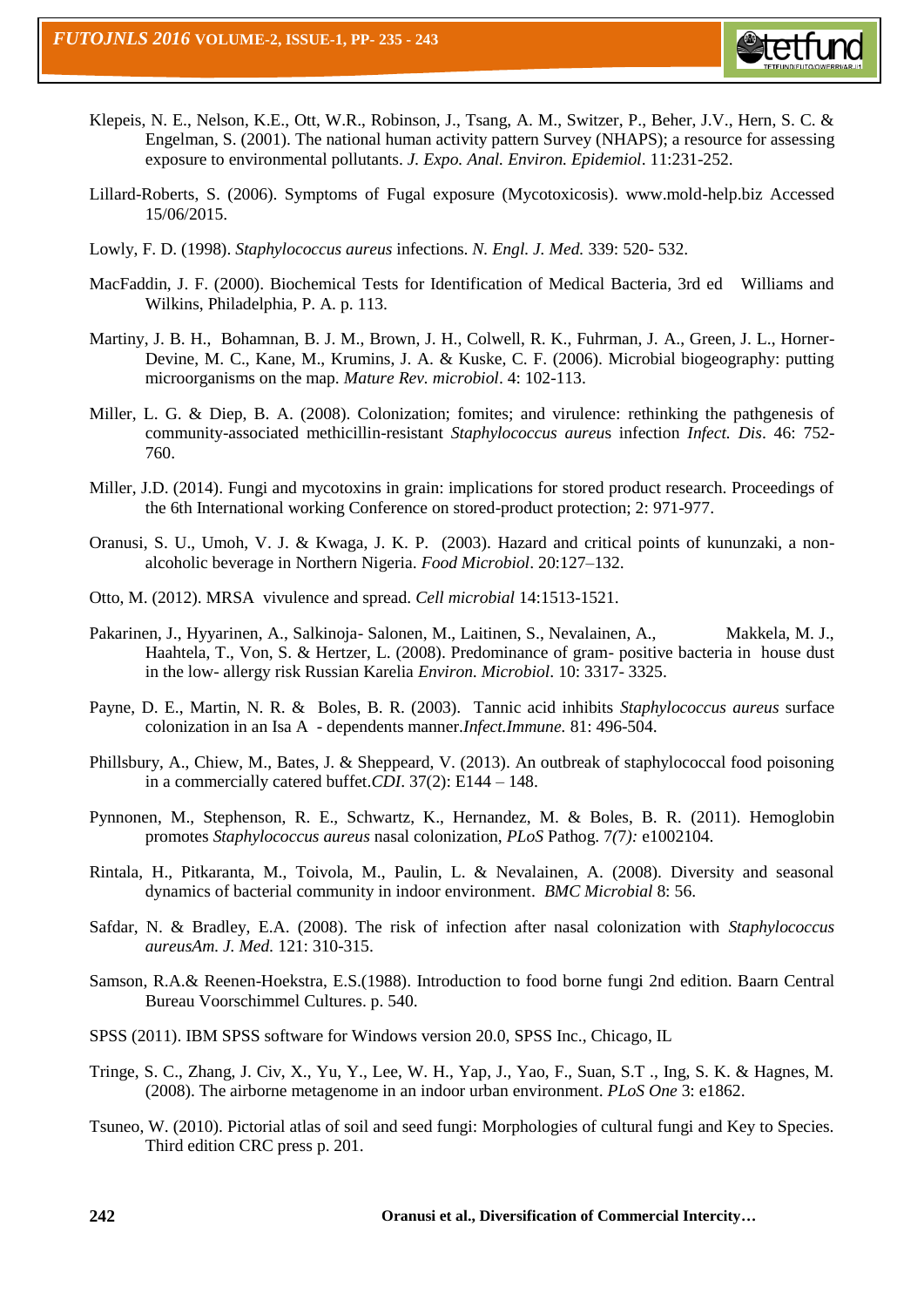Klepeis, N. E., Nelson, K.E., Ott, W.R., Robinson, J., Tsang, A. M., Switzer, P., Beher, J.V., Hern, S. C. & Engelman, S. (2001). The national human activity pattern Survey (NHAPS); a resource for assessing exposure to environmental pollutants. *J. Expo. Anal. Environ. Epidemiol*. 11:231-252.

Lillard-Roberts, S. (2006). Symptoms of Fugal exposure (Mycotoxicosis). www.mold-help.biz Accessed 15/06/2015.

Lowly, F. D. (1998). *Staphylococcus aureus* infections. *N. Engl. J. Med.* 339: 520- 532.

MacFaddin, J. F. (2000). Biochemical Tests for Identification of Medical Bacteria, 3rd ed Williams and Wilkins, Philadelphia, P. A. p. 113.

Martiny, J. B. H., Bohamnan, B. J. M., Brown, J. H., Colwell, R. K., Fuhrman, J. A., Green, J. L., Horner-Devine, M. C., Kane, M., Krumins, J. A. & Kuske, C. F. (2006). Microbial biogeography: putting microorganisms on the map. *Mature Rev. microbiol*. 4: 102-113.

Miller, L. G. & Diep, B. A. (2008). Colonization; fomites; and virulence: rethinking the pathgenesis of community-associated methicillin-resistant *Staphylococcus aureu*s infection *Infect. Dis*. 46: 752-760.

Miller, J.D. (2014). Fungi and mycotoxins in grain: implications for stored product research. Proceedings of the 6th International working Conference on stored-product protection; 2: 971-977.

Oranusi, S. U., Umoh, V. J. & Kwaga, J. K. P. (2003). Hazard and critical points of kununzaki, a non-alcoholic beverage in Northern Nigeria. *Food Microbiol*. 20:127–132.

Otto, M. (2012). MRSA vivulence and spread. *Cell microbial* 14:1513-1521.

Pakarinen, J., Hyyarinen, A., Salkinoja- Salonen, M., Laitinen, S., Nevalainen, A., Makkela, M. J., Haahtela, T., Von, S. & Hertzer, L. (2008). Predominance of gram- positive bacteria in house dust in the low- allergy risk Russian Karelia *Environ. Microbiol*. 10: 3317- 3325.

Payne, D. E., Martin, N. R. & Boles, B. R. (2003). Tannic acid inhibits *Staphylococcus aureus* surface colonization in an Isa A - dependents manner.*Infect.Immune.* 81: 496-504.

Phillsbury, A., Chiew, M., Bates, J. & Sheppeard, V. (2013). An outbreak of staphylococcal food poisoning in a commercially catered buffet.*CDI*. 37(2): E144 – 148.

Pynnonen, M., Stephenson, R. E., Schwartz, K., Hernandez, M. & Boles, B. R. (2011). Hemoglobin promotes *Staphylococcus aureus* nasal colonization, *PLoS* Pathog. 7*(7):* e1002104.

Rintala, H., Pitkaranta, M., Toivola, M., Paulin, L. & Nevalainen, A. (2008). Diversity and seasonal dynamics of bacterial community in indoor environment. *BMC Microbial* 8: 56.

Safdar, N. & Bradley, E.A. (2008). The risk of infection after nasal colonization with *Staphylococcus aureusAm. J. Med.* 121: 310-315.

Samson, R.A.& Reenen-Hoekstra, E.S.(1988). Introduction to food borne fungi 2nd edition. Baarn Central Bureau Voorschimmel Cultures. p. 540.

SPSS (2011). IBM SPSS software for Windows version 20.0, SPSS Inc., Chicago, IL

Tringe, S. C., Zhang, J. Civ, X., Yu, Y., Lee, W. H., Yap, J., Yao, F., Suan, S.T ., Ing, S. K. & Hagnes, M. (2008). The airborne metagenome in an indoor urban environment. *PLoS One* 3: e1862.

Tsuneo, W. (2010). Pictorial atlas of soil and seed fungi: Morphologies of cultural fungi and Key to Species. Third edition CRC press p. 201.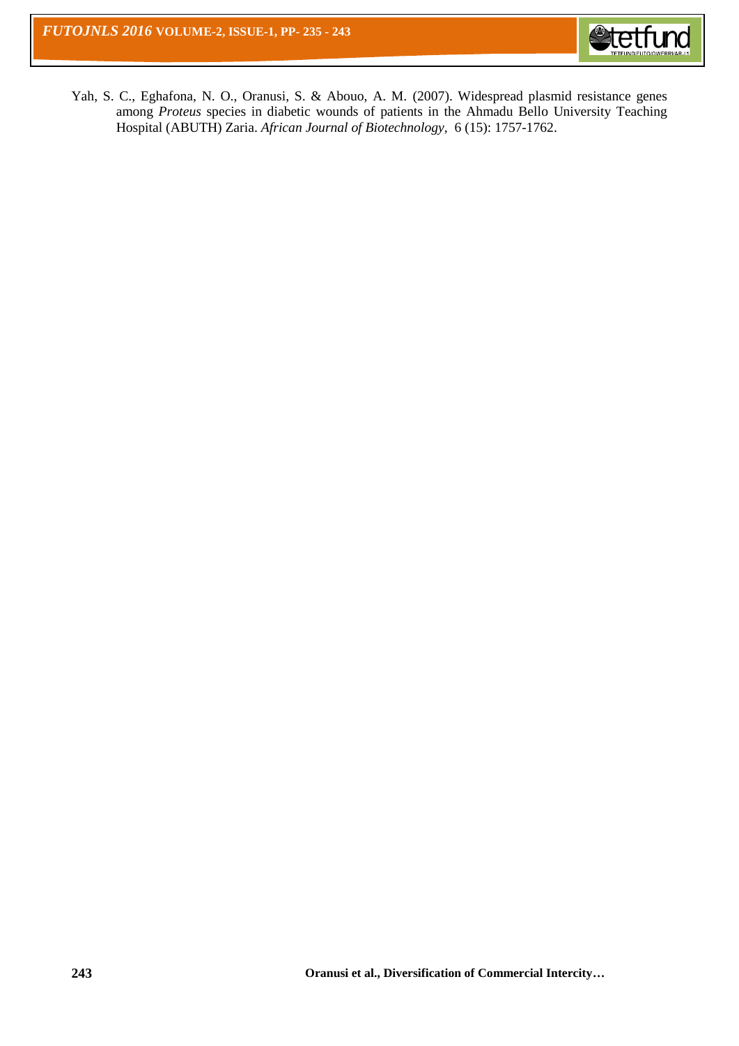Yah, S. C., Eghafona, N. O., Oranusi, S. & Abouo, A. M. (2007). Widespread plasmid resistance genes among *Proteus* species in diabetic wounds of patients in the Ahmadu Bello University Teaching Hospital (ABUTH) Zaria. *African Journal of Biotechnology,* 6 (15): 1757-1762.